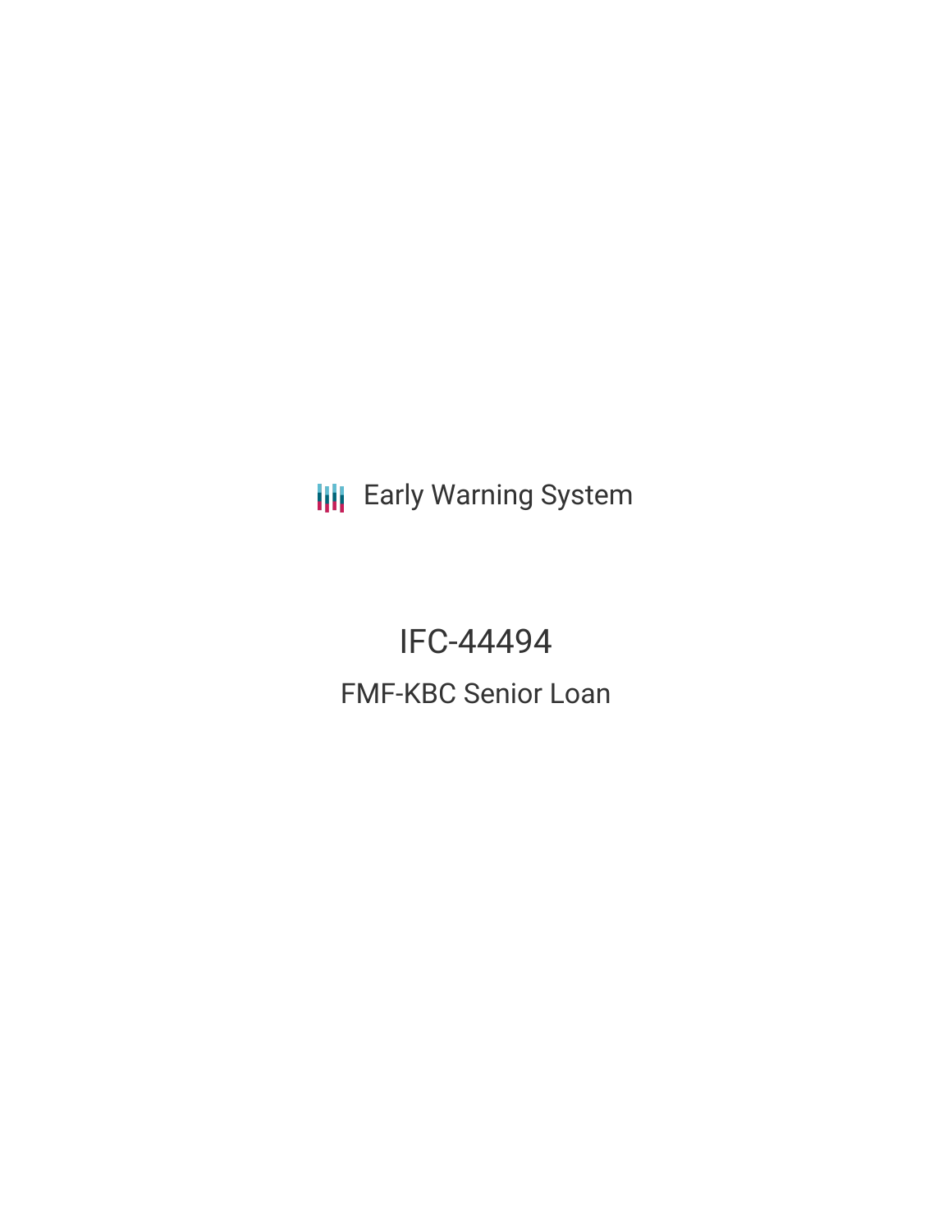Early Warning System

# IFC-44494

## FMF-KBC Senior Loan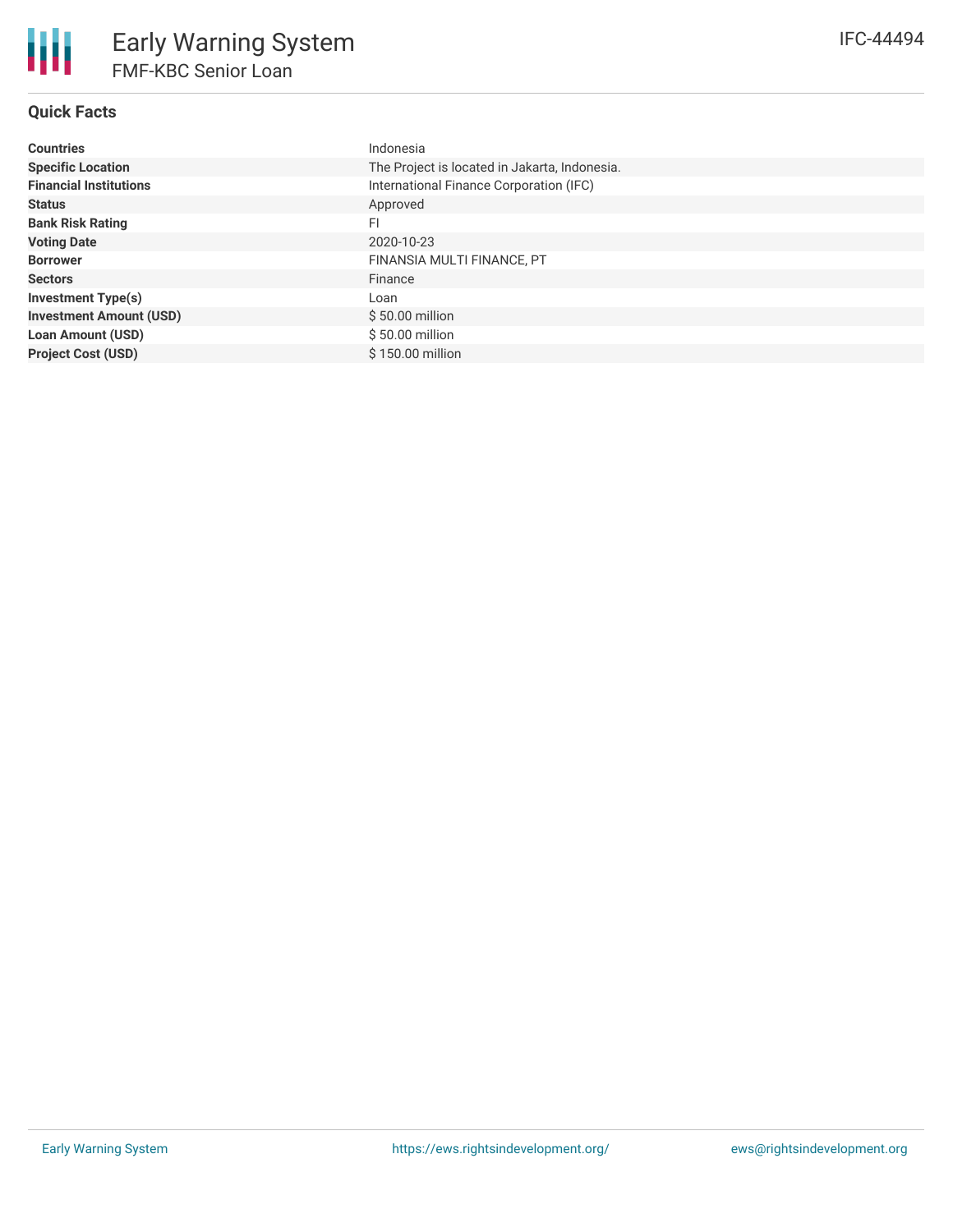# Early Warning System

## FMF-KBC Senior Loan

IFC-44494

### Quick Facts

| | |
|---|---|
| **Countries** | Indonesia |
| **Specific Location** | The Project is located in Jakarta, Indonesia. |
| **Financial Institutions** | International Finance Corporation (IFC) |
| **Status** | Approved |
| **Bank Risk Rating** | FI |
| **Voting Date** | 2020-10-23 |
| **Borrower** | FINANSIA MULTI FINANCE, PT |
| **Sectors** | Finance |
| **Investment Type(s)** | Loan |
| **Investment Amount (USD)** | $ 50.00 million |
| **Loan Amount (USD)** | $ 50.00 million |
| **Project Cost (USD)** | $ 150.00 million |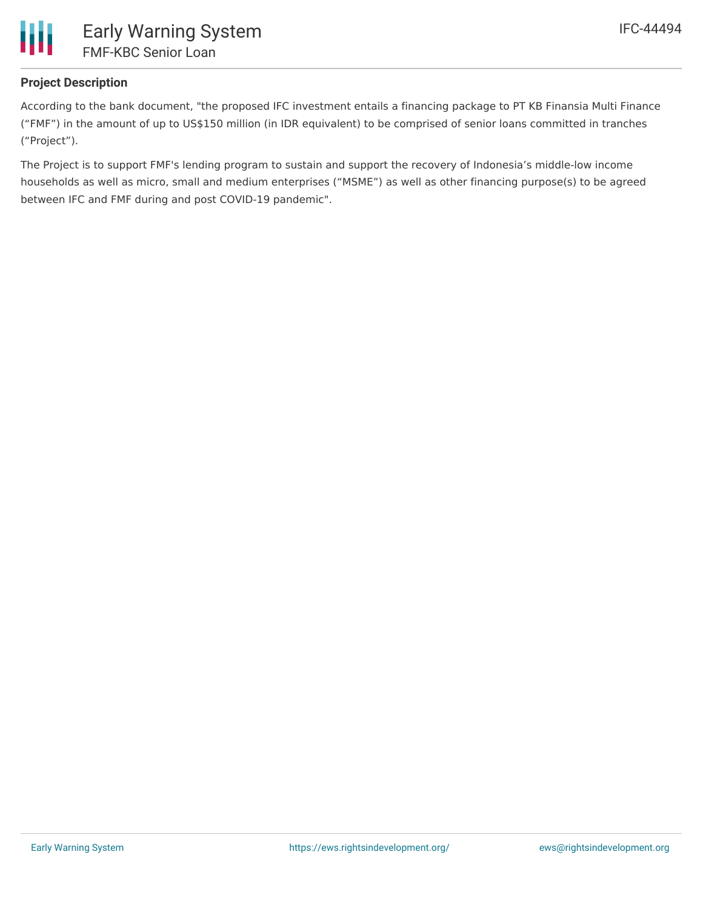## Project Description

According to the bank document, "the proposed IFC investment entails a financing package to PT KB Finansia Multi Finance (“FMF”) in the amount of up to US$150 million (in IDR equivalent) to be comprised of senior loans committed in tranches (“Project”).

The Project is to support FMF's lending program to sustain and support the recovery of Indonesia’s middle-low income households as well as micro, small and medium enterprises (“MSME”) as well as other financing purpose(s) to be agreed between IFC and FMF during and post COVID-19 pandemic".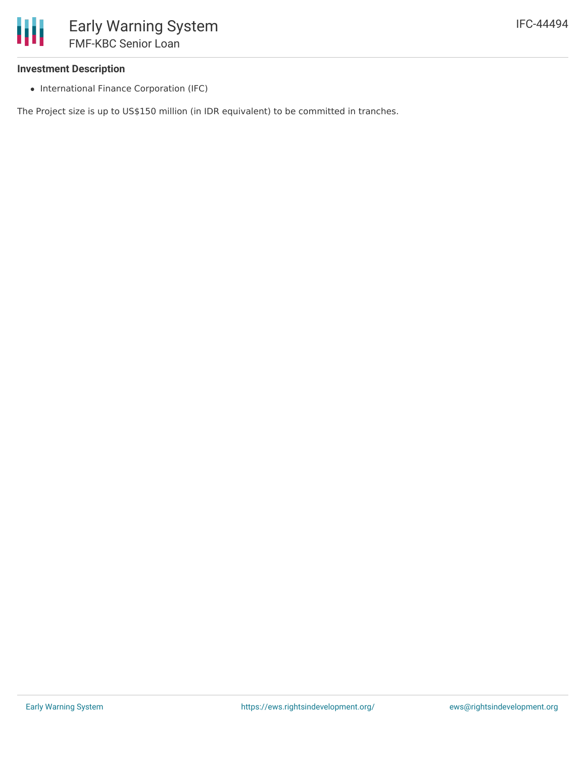### Investment Description

- International Finance Corporation (IFC)

The Project size is up to US$150 million (in IDR equivalent) to be committed in tranches.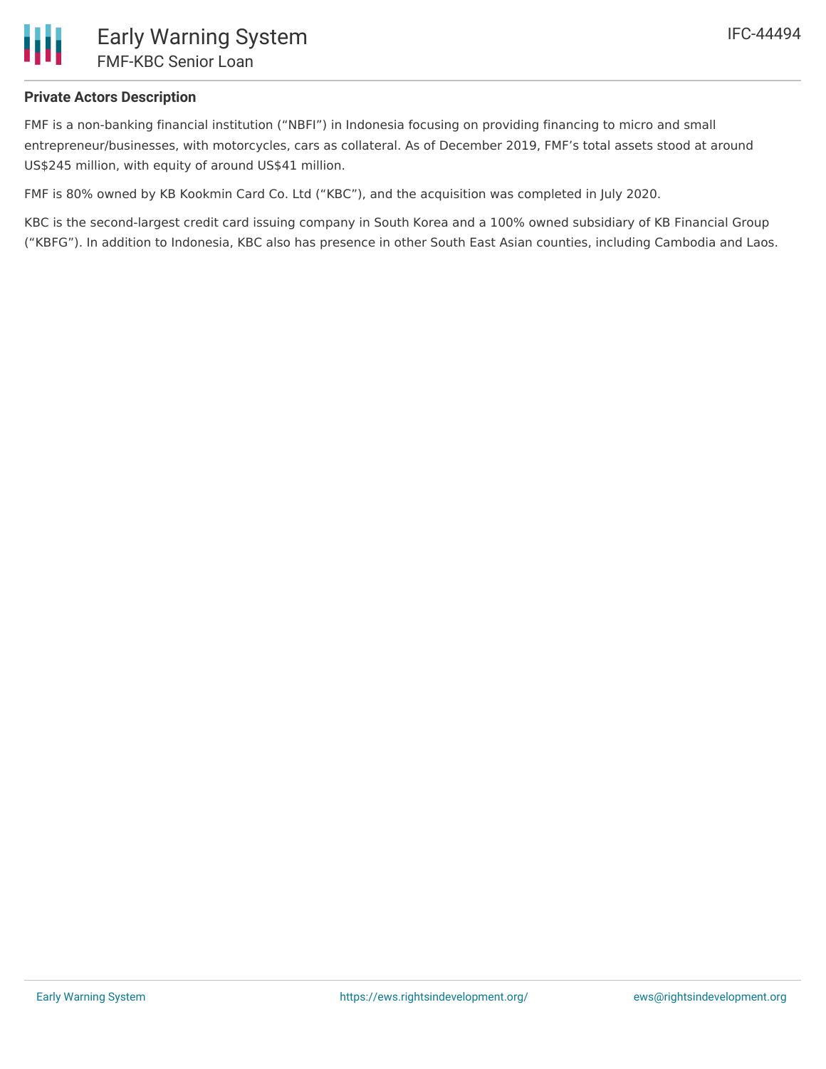## Private Actors Description

FMF is a non-banking financial institution ("NBFI") in Indonesia focusing on providing financing to micro and small entrepreneur/businesses, with motorcycles, cars as collateral. As of December 2019, FMF's total assets stood at around US$245 million, with equity of around US$41 million.

FMF is 80% owned by KB Kookmin Card Co. Ltd ("KBC"), and the acquisition was completed in July 2020.

KBC is the second-largest credit card issuing company in South Korea and a 100% owned subsidiary of KB Financial Group ("KBFG"). In addition to Indonesia, KBC also has presence in other South East Asian counties, including Cambodia and Laos.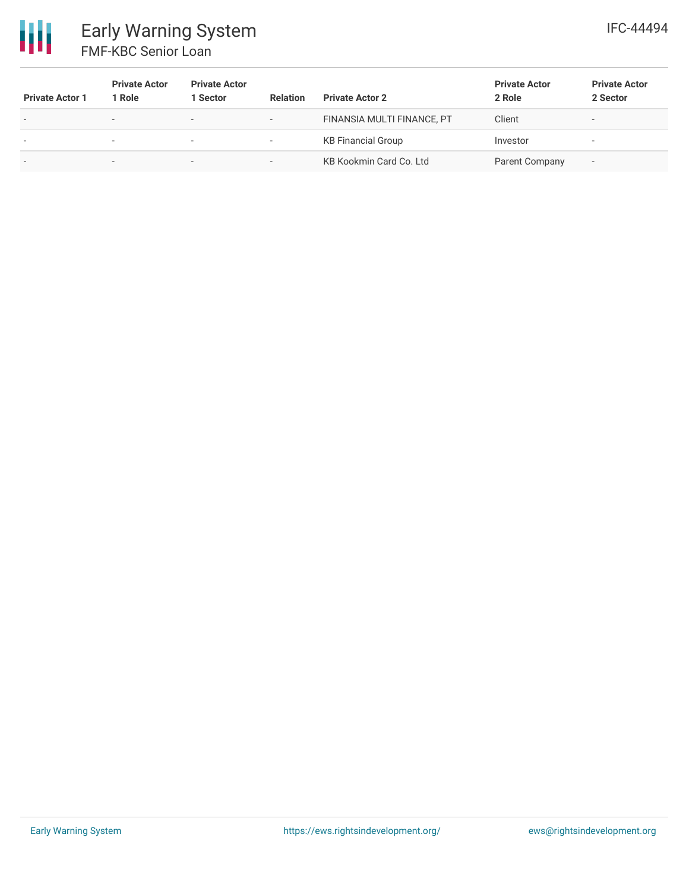| Private Actor 1 | Private Actor 1 Role | Private Actor 1 Sector | Relation | Private Actor 2 | Private Actor 2 Role | Private Actor 2 Sector |
|---|---|---|---|---|---|---|
| - | - | - | - | FINANSIA MULTI FINANCE, PT | Client | - |
| - | - | - | - | KB Financial Group | Investor | - |
| - | - | - | - | KB Kookmin Card Co. Ltd | Parent Company | - |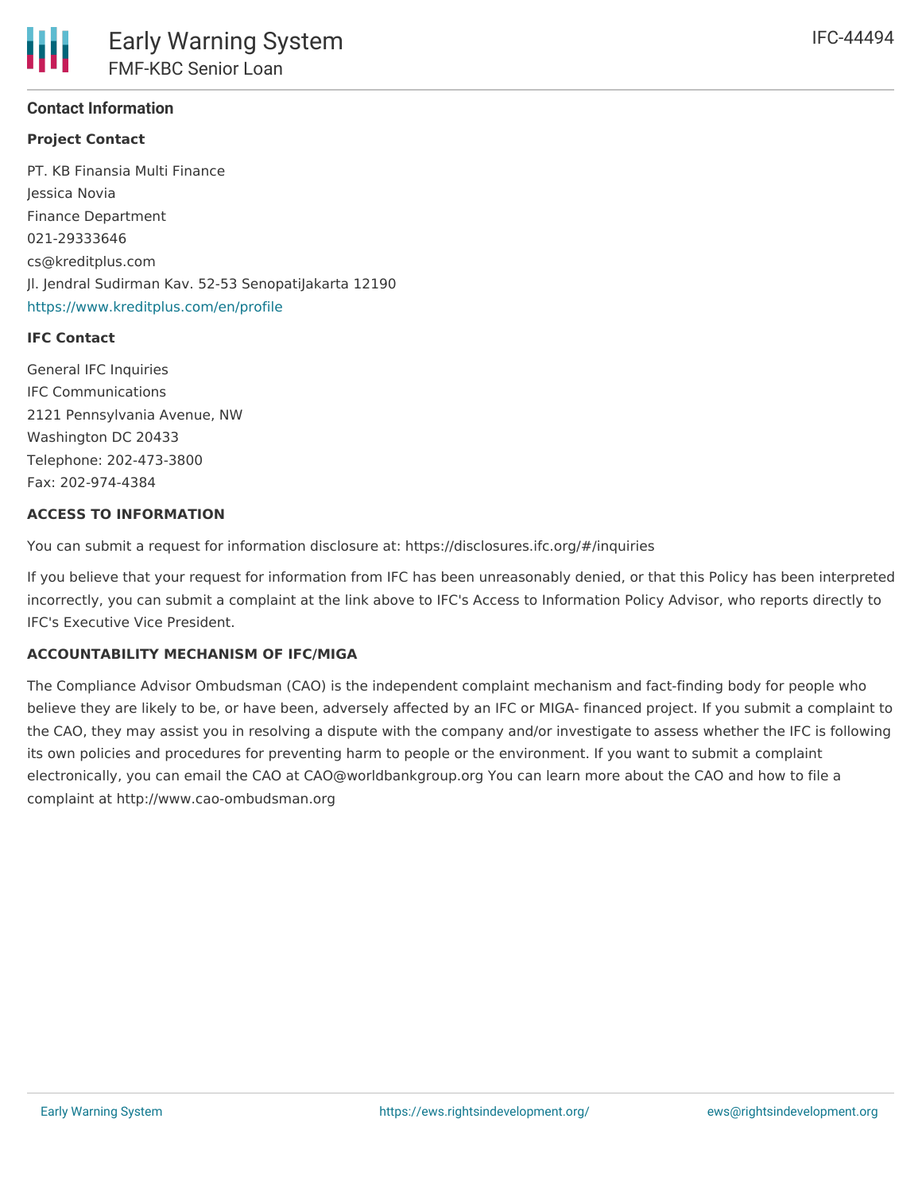## Contact Information

**Project Contact**

PT. KB Finansia Multi Finance
Jessica Novia
Finance Department
021-29333646
cs@kreditplus.com
Jl. Jendral Sudirman Kav. 52-53 SenopatiJakarta 12190
https://www.kreditplus.com/en/profile

**IFC Contact**

General IFC Inquiries
IFC Communications
2121 Pennsylvania Avenue, NW
Washington DC 20433
Telephone: 202-473-3800
Fax: 202-974-4384

**ACCESS TO INFORMATION**

You can submit a request for information disclosure at: https://disclosures.ifc.org/#/inquiries

If you believe that your request for information from IFC has been unreasonably denied, or that this Policy has been interpreted incorrectly, you can submit a complaint at the link above to IFC's Access to Information Policy Advisor, who reports directly to IFC's Executive Vice President.

**ACCOUNTABILITY MECHANISM OF IFC/MIGA**

The Compliance Advisor Ombudsman (CAO) is the independent complaint mechanism and fact-finding body for people who believe they are likely to be, or have been, adversely affected by an IFC or MIGA- financed project. If you submit a complaint to the CAO, they may assist you in resolving a dispute with the company and/or investigate to assess whether the IFC is following its own policies and procedures for preventing harm to people or the environment. If you want to submit a complaint electronically, you can email the CAO at CAO@worldbankgroup.org You can learn more about the CAO and how to file a complaint at http://www.cao-ombudsman.org